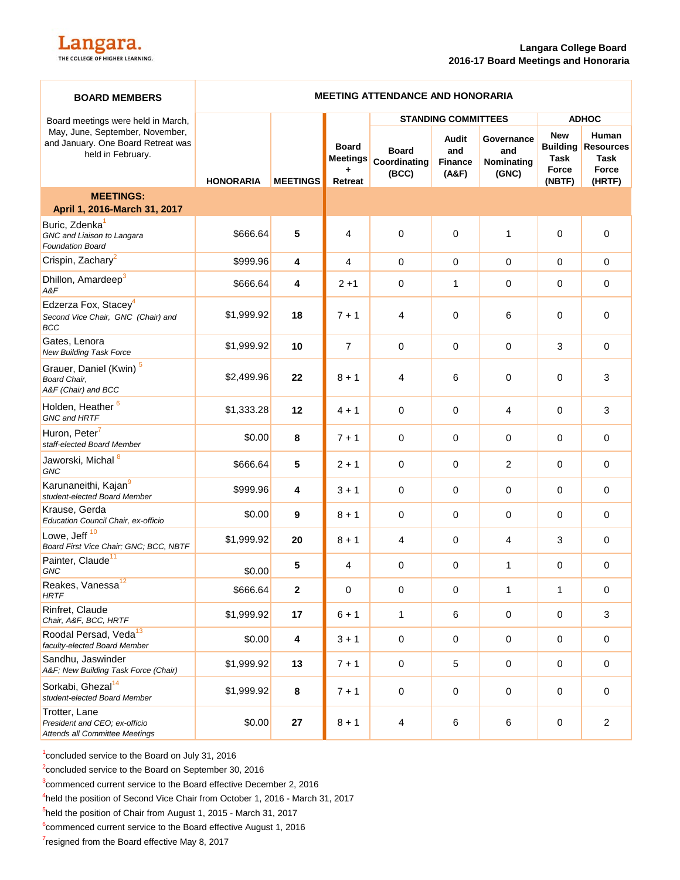**Langara College Board**
**2016-17 Board Meetings and Honoraria**

| BOARD MEMBERS | MEETING ATTENDANCE AND HONORARIA | | | | | | | |
|---|---|---|---|---|---|---|---|---|
| Board meetings were held in March, May, June, September, November, and January. One Board Retreat was held in February. | | | | STANDING COMMITTEES | | | ADHOC | |
| | HONORARIA | MEETINGS | Board Meetings + Retreat | Board Coordinating (BCC) | Audit and Finance (A&F) | Governance and Nominating (GNC) | New Building Task Force (NBTF) | Human Resources Task Force (HRTF) |
| **MEETINGS: April 1, 2016-March 31, 2017** | | | | | | | | |
| Buric, Zdenka[1] *GNC and Liaison to Langara Foundation Board* | $666.64 | **5** | 4 | 0 | 0 | 1 | 0 | 0 |
| Crispin, Zachary[2] | $999.96 | **4** | 4 | 0 | 0 | 0 | 0 | 0 |
| Dhillon, Amardeep[3] *A&F* | $666.64 | **4** | 2 +1 | 0 | 1 | 0 | 0 | 0 |
| Edzerza Fox, Stacey[4] *Second Vice Chair, GNC (Chair) and BCC* | $1,999.92 | **18** | 7 + 1 | 4 | 0 | 6 | 0 | 0 |
| Gates, Lenora *New Building Task Force* | $1,999.92 | **10** | 7 | 0 | 0 | 0 | 3 | 0 |
| Grauer, Daniel (Kwin)[5] *Board Chair, A&F (Chair) and BCC* | $2,499.96 | **22** | 8 + 1 | 4 | 6 | 0 | 0 | 3 |
| Holden, Heather[6] *GNC and HRTF* | $1,333.28 | **12** | 4 + 1 | 0 | 0 | 4 | 0 | 3 |
| Huron, Peter[7] *staff-elected Board Member* | $0.00 | **8** | 7 + 1 | 0 | 0 | 0 | 0 | 0 |
| Jaworski, Michal[8] *GNC* | $666.64 | **5** | 2 + 1 | 0 | 0 | 2 | 0 | 0 |
| Karunaneithi, Kajan[9] *student-elected Board Member* | $999.96 | **4** | 3 + 1 | 0 | 0 | 0 | 0 | 0 |
| Krause, Gerda *Education Council Chair, ex-officio* | $0.00 | **9** | 8 + 1 | 0 | 0 | 0 | 0 | 0 |
| Lowe, Jeff[10] *Board First Vice Chair; GNC; BCC, NBTF* | $1,999.92 | **20** | 8 + 1 | 4 | 0 | 4 | 3 | 0 |
| Painter, Claude[11] *GNC* | $0.00 | **5** | 4 | 0 | 0 | 1 | 0 | 0 |
| Reakes, Vanessa[12] *HRTF* | $666.64 | **2** | 0 | 0 | 0 | 1 | 1 | 0 |
| Rinfret, Claude *Chair, A&F, BCC, HRTF* | $1,999.92 | **17** | 6 + 1 | 1 | 6 | 0 | 0 | 3 |
| Roodal Persad, Veda[13] *faculty-elected Board Member* | $0.00 | **4** | 3 + 1 | 0 | 0 | 0 | 0 | 0 |
| Sandhu, Jaswinder *A&F; New Building Task Force (Chair)* | $1,999.92 | **13** | 7 + 1 | 0 | 5 | 0 | 0 | 0 |
| Sorkabi, Ghezal[14] *student-elected Board Member* | $1,999.92 | **8** | 7 + 1 | 0 | 0 | 0 | 0 | 0 |
| Trotter, Lane *President and CEO; ex-officio Attends all Committee Meetings* | $0.00 | **27** | 8 + 1 | 4 | 6 | 6 | 0 | 2 |

[1] concluded service to the Board on July 31, 2016

[2] concluded service to the Board on September 30, 2016

[3] commenced current service to the Board effective December 2, 2016

[4] held the position of Second Vice Chair from October 1, 2016 - March 31, 2017

[5] held the position of Chair from August 1, 2015 - March 31, 2017

[6] commenced current service to the Board effective August 1, 2016

[7] resigned from the Board effective May 8, 2017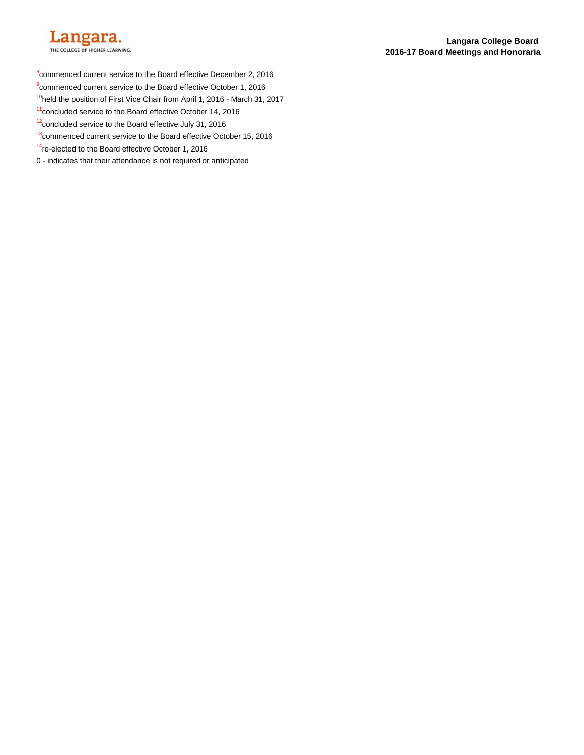[8]commenced current service to the Board effective December 2, 2016

[9]commenced current service to the Board effective October 1, 2016

[10]held the position of First Vice Chair from April 1, 2016 - March 31, 2017

[11]concluded service to the Board effective October 14, 2016

[12]concluded service to the Board effective July 31, 2016

[13]commenced current service to the Board effective October 15, 2016

[14]re-elected to the Board effective October 1, 2016

0 - indicates that their attendance is not required or anticipated